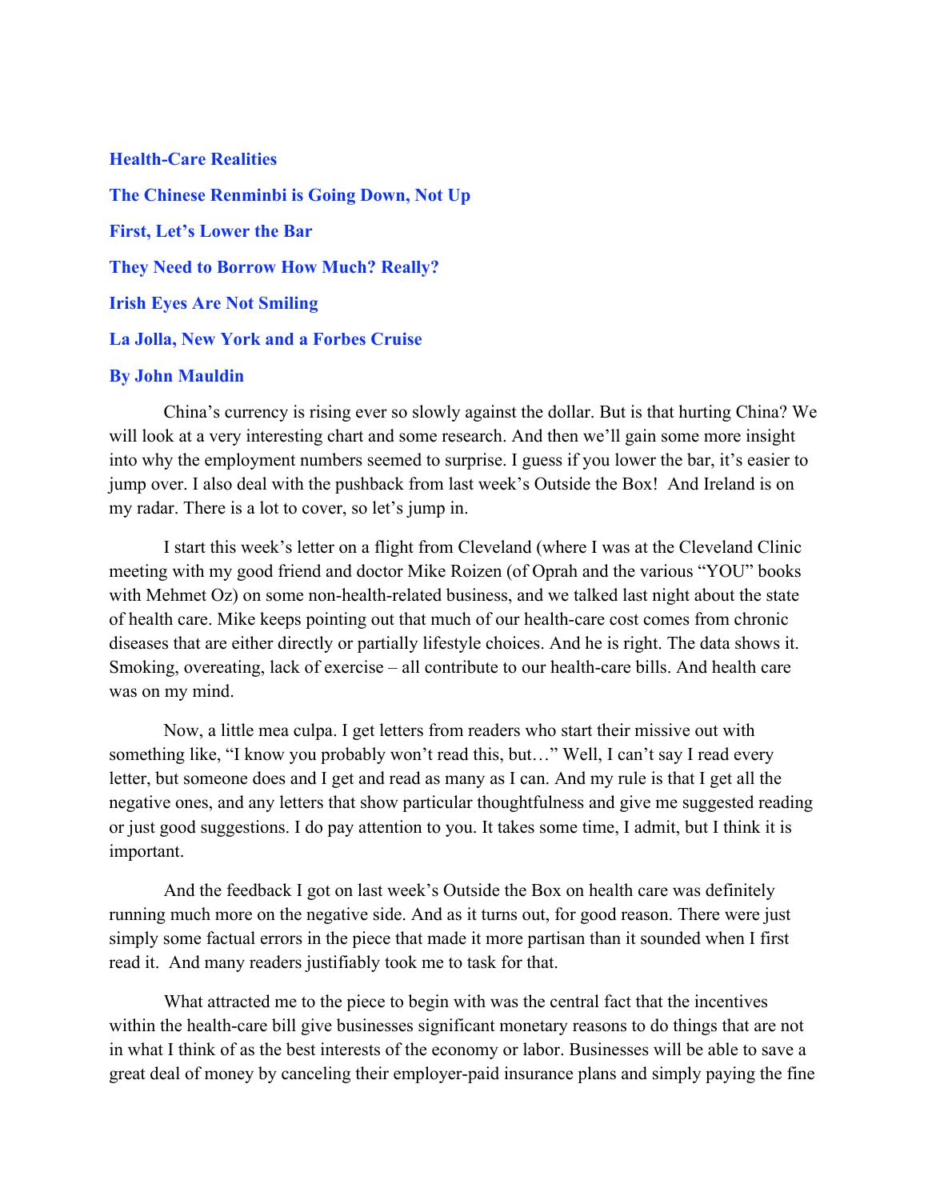**Health-Care Realities**

**The Chinese Renminbi is Going Down, Not Up**

**First, Let's Lower the Bar**

**They Need to Borrow How Much? Really?**

**Irish Eyes Are Not Smiling**

**La Jolla, New York and a Forbes Cruise**

**By John Mauldin**

China's currency is rising ever so slowly against the dollar. But is that hurting China? We will look at a very interesting chart and some research. And then we'll gain some more insight into why the employment numbers seemed to surprise. I guess if you lower the bar, it's easier to jump over. I also deal with the pushback from last week's Outside the Box! And Ireland is on my radar. There is a lot to cover, so let's jump in.

I start this week's letter on a flight from Cleveland (where I was at the Cleveland Clinic meeting with my good friend and doctor Mike Roizen (of Oprah and the various "YOU" books with Mehmet Oz) on some non-health-related business, and we talked last night about the state of health care. Mike keeps pointing out that much of our health-care cost comes from chronic diseases that are either directly or partially lifestyle choices. And he is right. The data shows it. Smoking, overeating, lack of exercise – all contribute to our health-care bills. And health care was on my mind.

Now, a little mea culpa. I get letters from readers who start their missive out with something like, "I know you probably won't read this, but…" Well, I can't say I read every letter, but someone does and I get and read as many as I can. And my rule is that I get all the negative ones, and any letters that show particular thoughtfulness and give me suggested reading or just good suggestions. I do pay attention to you. It takes some time, I admit, but I think it is important.

And the feedback I got on last week's Outside the Box on health care was definitely running much more on the negative side. And as it turns out, for good reason. There were just simply some factual errors in the piece that made it more partisan than it sounded when I first read it. And many readers justifiably took me to task for that.

What attracted me to the piece to begin with was the central fact that the incentives within the health-care bill give businesses significant monetary reasons to do things that are not in what I think of as the best interests of the economy or labor. Businesses will be able to save a great deal of money by canceling their employer-paid insurance plans and simply paying the fine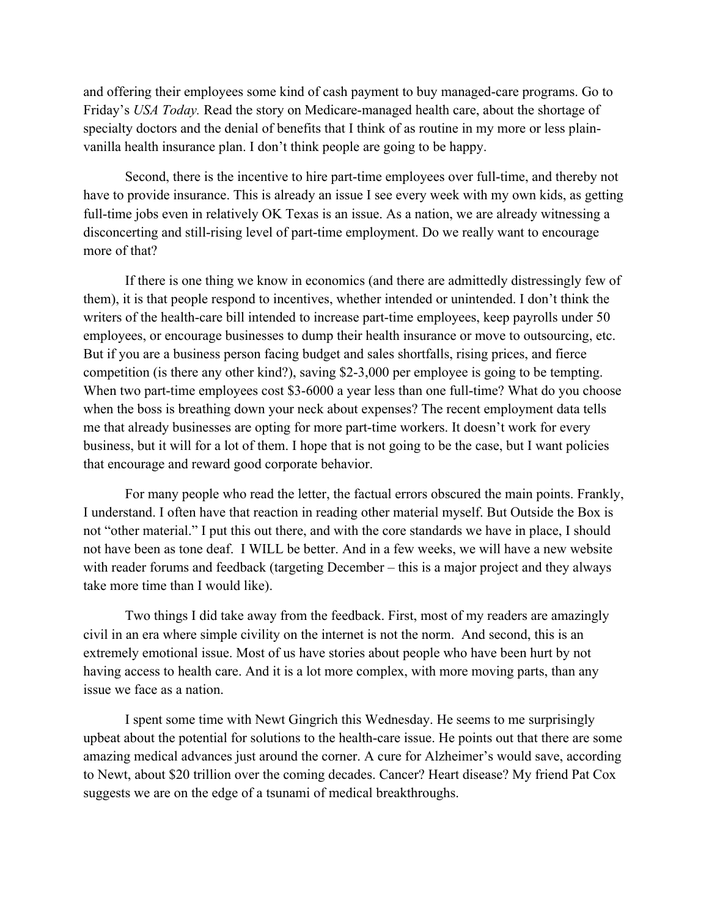and offering their employees some kind of cash payment to buy managed-care programs. Go to Friday's *USA Today.* Read the story on Medicare-managed health care, about the shortage of specialty doctors and the denial of benefits that I think of as routine in my more or less plain-vanilla health insurance plan. I don't think people are going to be happy.

Second, there is the incentive to hire part-time employees over full-time, and thereby not have to provide insurance. This is already an issue I see every week with my own kids, as getting full-time jobs even in relatively OK Texas is an issue. As a nation, we are already witnessing a disconcerting and still-rising level of part-time employment. Do we really want to encourage more of that?

If there is one thing we know in economics (and there are admittedly distressingly few of them), it is that people respond to incentives, whether intended or unintended. I don't think the writers of the health-care bill intended to increase part-time employees, keep payrolls under 50 employees, or encourage businesses to dump their health insurance or move to outsourcing, etc. But if you are a business person facing budget and sales shortfalls, rising prices, and fierce competition (is there any other kind?), saving $2-3,000 per employee is going to be tempting. When two part-time employees cost $3-6000 a year less than one full-time? What do you choose when the boss is breathing down your neck about expenses? The recent employment data tells me that already businesses are opting for more part-time workers. It doesn't work for every business, but it will for a lot of them. I hope that is not going to be the case, but I want policies that encourage and reward good corporate behavior.

For many people who read the letter, the factual errors obscured the main points. Frankly, I understand. I often have that reaction in reading other material myself. But Outside the Box is not "other material." I put this out there, and with the core standards we have in place, I should not have been as tone deaf. I WILL be better. And in a few weeks, we will have a new website with reader forums and feedback (targeting December – this is a major project and they always take more time than I would like).

Two things I did take away from the feedback. First, most of my readers are amazingly civil in an era where simple civility on the internet is not the norm. And second, this is an extremely emotional issue. Most of us have stories about people who have been hurt by not having access to health care. And it is a lot more complex, with more moving parts, than any issue we face as a nation.

I spent some time with Newt Gingrich this Wednesday. He seems to me surprisingly upbeat about the potential for solutions to the health-care issue. He points out that there are some amazing medical advances just around the corner. A cure for Alzheimer's would save, according to Newt, about $20 trillion over the coming decades. Cancer? Heart disease? My friend Pat Cox suggests we are on the edge of a tsunami of medical breakthroughs.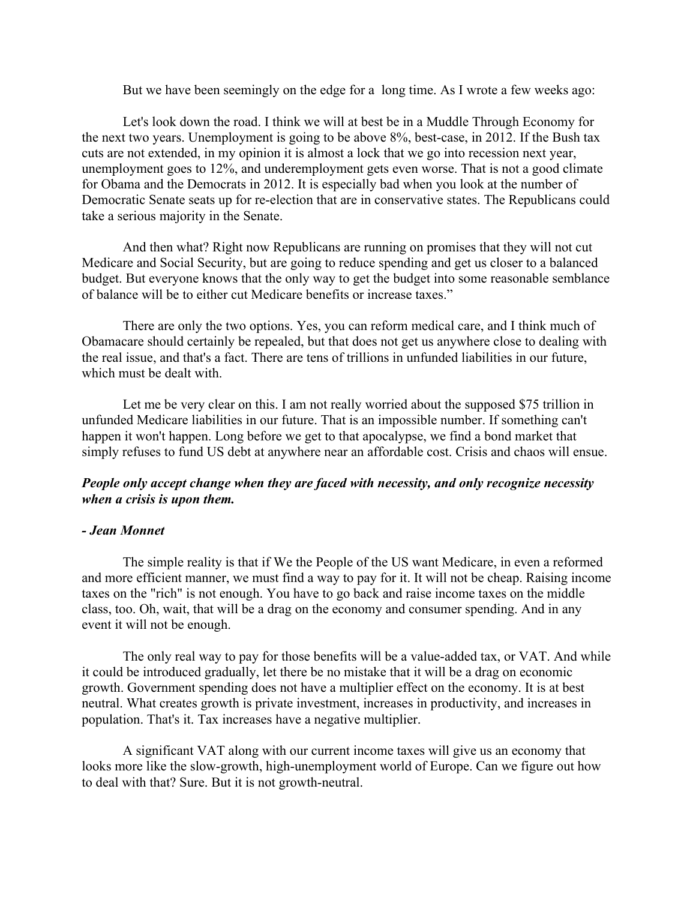But we have been seemingly on the edge for a long time. As I wrote a few weeks ago:

Let's look down the road. I think we will at best be in a Muddle Through Economy for the next two years. Unemployment is going to be above 8%, best-case, in 2012. If the Bush tax cuts are not extended, in my opinion it is almost a lock that we go into recession next year, unemployment goes to 12%, and underemployment gets even worse. That is not a good climate for Obama and the Democrats in 2012. It is especially bad when you look at the number of Democratic Senate seats up for re-election that are in conservative states. The Republicans could take a serious majority in the Senate.

And then what? Right now Republicans are running on promises that they will not cut Medicare and Social Security, but are going to reduce spending and get us closer to a balanced budget. But everyone knows that the only way to get the budget into some reasonable semblance of balance will be to either cut Medicare benefits or increase taxes."

There are only the two options. Yes, you can reform medical care, and I think much of Obamacare should certainly be repealed, but that does not get us anywhere close to dealing with the real issue, and that's a fact. There are tens of trillions in unfunded liabilities in our future, which must be dealt with.

Let me be very clear on this. I am not really worried about the supposed $75 trillion in unfunded Medicare liabilities in our future. That is an impossible number. If something can't happen it won't happen. Long before we get to that apocalypse, we find a bond market that simply refuses to fund US debt at anywhere near an affordable cost. Crisis and chaos will ensue.

***People only accept change when they are faced with necessity, and only recognize necessity when a crisis is upon them.***

***- Jean Monnet***

The simple reality is that if We the People of the US want Medicare, in even a reformed and more efficient manner, we must find a way to pay for it. It will not be cheap. Raising income taxes on the "rich" is not enough. You have to go back and raise income taxes on the middle class, too. Oh, wait, that will be a drag on the economy and consumer spending. And in any event it will not be enough.

The only real way to pay for those benefits will be a value-added tax, or VAT. And while it could be introduced gradually, let there be no mistake that it will be a drag on economic growth. Government spending does not have a multiplier effect on the economy. It is at best neutral. What creates growth is private investment, increases in productivity, and increases in population. That's it. Tax increases have a negative multiplier.

A significant VAT along with our current income taxes will give us an economy that looks more like the slow-growth, high-unemployment world of Europe. Can we figure out how to deal with that? Sure. But it is not growth-neutral.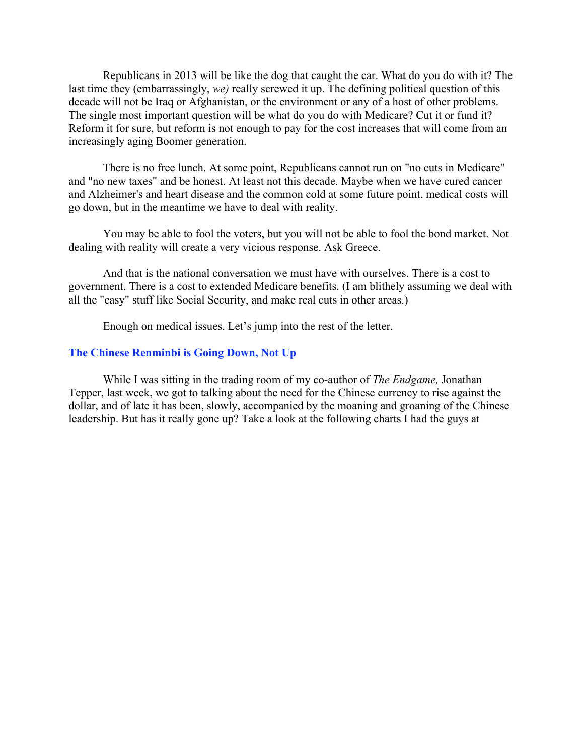Republicans in 2013 will be like the dog that caught the car. What do you do with it? The last time they (embarrassingly, *we)* really screwed it up. The defining political question of this decade will not be Iraq or Afghanistan, or the environment or any of a host of other problems. The single most important question will be what do you do with Medicare? Cut it or fund it? Reform it for sure, but reform is not enough to pay for the cost increases that will come from an increasingly aging Boomer generation.

There is no free lunch. At some point, Republicans cannot run on "no cuts in Medicare" and "no new taxes" and be honest. At least not this decade. Maybe when we have cured cancer and Alzheimer's and heart disease and the common cold at some future point, medical costs will go down, but in the meantime we have to deal with reality.

You may be able to fool the voters, but you will not be able to fool the bond market. Not dealing with reality will create a very vicious response. Ask Greece.

And that is the national conversation we must have with ourselves. There is a cost to government. There is a cost to extended Medicare benefits. (I am blithely assuming we deal with all the "easy" stuff like Social Security, and make real cuts in other areas.)

Enough on medical issues. Let's jump into the rest of the letter.

## The Chinese Renminbi is Going Down, Not Up

While I was sitting in the trading room of my co-author of *The Endgame,* Jonathan Tepper, last week, we got to talking about the need for the Chinese currency to rise against the dollar, and of late it has been, slowly, accompanied by the moaning and groaning of the Chinese leadership. But has it really gone up? Take a look at the following charts I had the guys at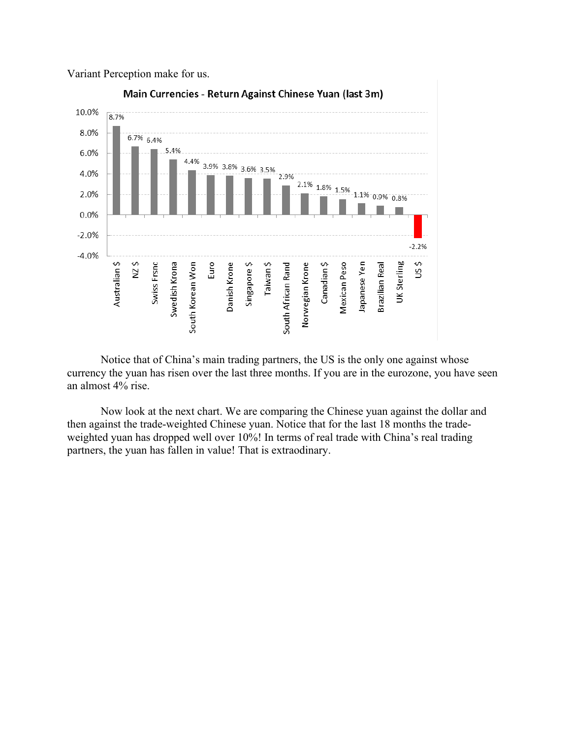Variant Perception make for us.

**Main Currencies - Return Against Chinese Yuan (last 3m)**

| Currency | Return |
| --- | --- |
| Australian $ | 8.7% |
| NZ $ | 6.7% |
| Swiss Frsnc | 6.4% |
| Swedish Krona | 5.4% |
| South Korean Won | 4.4% |
| Euro | 3.9% |
| Danish Krone | 3.8% |
| Singapore $ | 3.6% |
| Taiwan $ | 3.5% |
| South African Rand | 2.9% |
| Norwegian Krone | 2.1% |
| Canadian $ | 1.8% |
| Mexican Peso | 1.5% |
| Japanese Yen | 1.1% |
| Brazilian Real | 0.9% |
| UK Sterling | 0.8% |
| US $ | -2.2% |

Notice that of China's main trading partners, the US is the only one against whose currency the yuan has risen over the last three months. If you are in the eurozone, you have seen an almost 4% rise.

Now look at the next chart. We are comparing the Chinese yuan against the dollar and then against the trade-weighted Chinese yuan. Notice that for the last 18 months the trade-weighted yuan has dropped well over 10%! In terms of real trade with China's real trading partners, the yuan has fallen in value! That is extraodinary.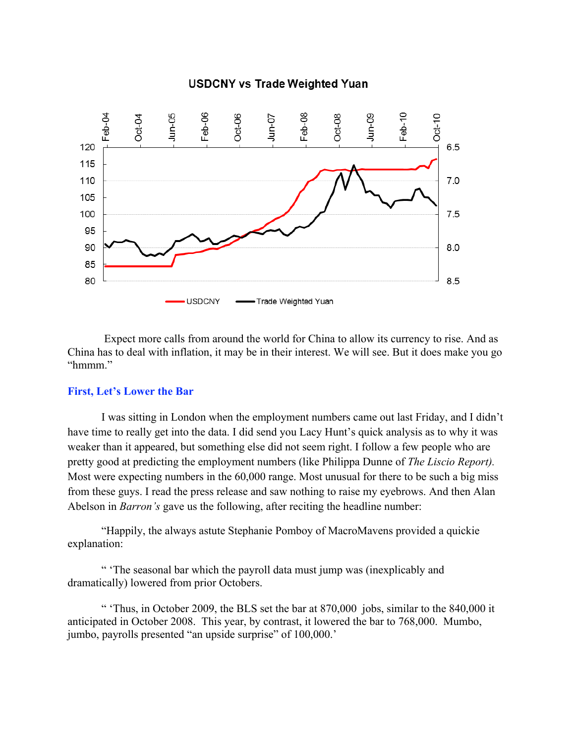**USDCNY vs Trade Weighted Yuan**

Expect more calls from around the world for China to allow its currency to rise. And as China has to deal with inflation, it may be in their interest. We will see. But it does make you go "hmmm."

## First, Let's Lower the Bar

I was sitting in London when the employment numbers came out last Friday, and I didn't have time to really get into the data. I did send you Lacy Hunt's quick analysis as to why it was weaker than it appeared, but something else did not seem right. I follow a few people who are pretty good at predicting the employment numbers (like Philippa Dunne of *The Liscio Report).* Most were expecting numbers in the 60,000 range. Most unusual for there to be such a big miss from these guys. I read the press release and saw nothing to raise my eyebrows. And then Alan Abelson in *Barron's* gave us the following, after reciting the headline number:

"Happily, the always astute Stephanie Pomboy of MacroMavens provided a quickie explanation:

" 'The seasonal bar which the payroll data must jump was (inexplicably and dramatically) lowered from prior Octobers.

" 'Thus, in October 2009, the BLS set the bar at 870,000 jobs, similar to the 840,000 it anticipated in October 2008. This year, by contrast, it lowered the bar to 768,000. Mumbo, jumbo, payrolls presented "an upside surprise" of 100,000.'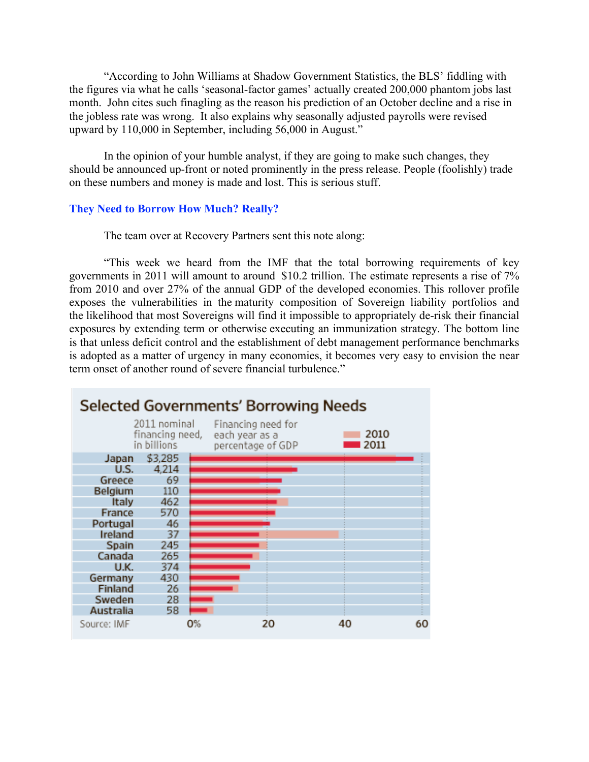"According to John Williams at Shadow Government Statistics, the BLS' fiddling with the figures via what he calls 'seasonal-factor games' actually created 200,000 phantom jobs last month. John cites such finagling as the reason his prediction of an October decline and a rise in the jobless rate was wrong. It also explains why seasonally adjusted payrolls were revised upward by 110,000 in September, including 56,000 in August."

In the opinion of your humble analyst, if they are going to make such changes, they should be announced up-front or noted prominently in the press release. People (foolishly) trade on these numbers and money is made and lost. This is serious stuff.

### They Need to Borrow How Much? Really?

The team over at Recovery Partners sent this note along:

"This week we heard from the IMF that the total borrowing requirements of key governments in 2011 will amount to around $10.2 trillion. The estimate represents a rise of 7% from 2010 and over 27% of the annual GDP of the developed economies. This rollover profile exposes the vulnerabilities in the maturity composition of Sovereign liability portfolios and the likelihood that most Sovereigns will find it impossible to appropriately de-risk their financial exposures by extending term or otherwise executing an immunization strategy. The bottom line is that unless deficit control and the establishment of debt management performance benchmarks is adopted as a matter of urgency in many economies, it becomes very easy to envision the near term onset of another round of severe financial turbulence."

**Selected Governments' Borrowing Needs**

| Country | 2011 nominal financing need, in billions |
|---|---|
| Japan | $3,285 |
| U.S. | 4,214 |
| Greece | 69 |
| Belgium | 110 |
| Italy | 462 |
| France | 570 |
| Portugal | 46 |
| Ireland | 37 |
| Spain | 245 |
| Canada | 265 |
| U.K. | 374 |
| Germany | 430 |
| Finland | 26 |
| Sweden | 28 |
| Australia | 58 |

Financing need for each year as a percentage of GDP (2010, 2011): 0%, 20, 40, 60

Source: IMF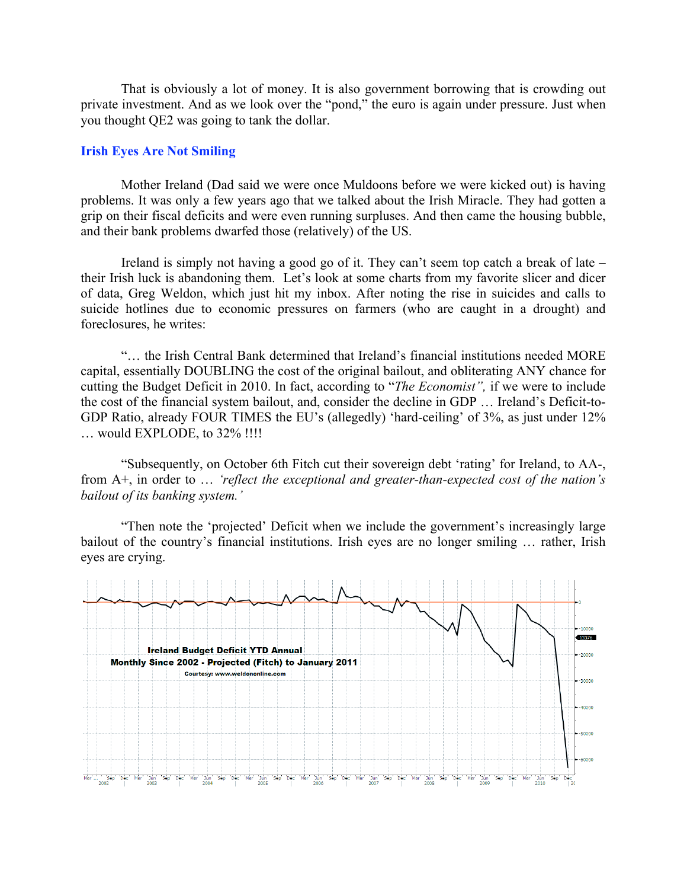That is obviously a lot of money. It is also government borrowing that is crowding out private investment. And as we look over the "pond," the euro is again under pressure. Just when you thought QE2 was going to tank the dollar.

## Irish Eyes Are Not Smiling

Mother Ireland (Dad said we were once Muldoons before we were kicked out) is having problems. It was only a few years ago that we talked about the Irish Miracle. They had gotten a grip on their fiscal deficits and were even running surpluses. And then came the housing bubble, and their bank problems dwarfed those (relatively) of the US.

Ireland is simply not having a good go of it. They can't seem top catch a break of late – their Irish luck is abandoning them. Let's look at some charts from my favorite slicer and dicer of data, Greg Weldon, which just hit my inbox. After noting the rise in suicides and calls to suicide hotlines due to economic pressures on farmers (who are caught in a drought) and foreclosures, he writes:

"… the Irish Central Bank determined that Ireland's financial institutions needed MORE capital, essentially DOUBLING the cost of the original bailout, and obliterating ANY chance for cutting the Budget Deficit in 2010. In fact, according to "*The Economist",* if we were to include the cost of the financial system bailout, and, consider the decline in GDP … Ireland's Deficit-to-GDP Ratio, already FOUR TIMES the EU's (allegedly) 'hard-ceiling' of 3%, as just under 12% … would EXPLODE, to 32% !!!!

"Subsequently, on October 6th Fitch cut their sovereign debt 'rating' for Ireland, to AA-, from A+, in order to … *'reflect the exceptional and greater-than-expected cost of the nation's bailout of its banking system.'*

"Then note the 'projected' Deficit when we include the government's increasingly large bailout of the country's financial institutions. Irish eyes are no longer smiling … rather, Irish eyes are crying.

**Ireland Budget Deficit YTD Annual**
**Monthly Since 2002 - Projected (Fitch) to January 2011**
Courtesy: www.weldononline.com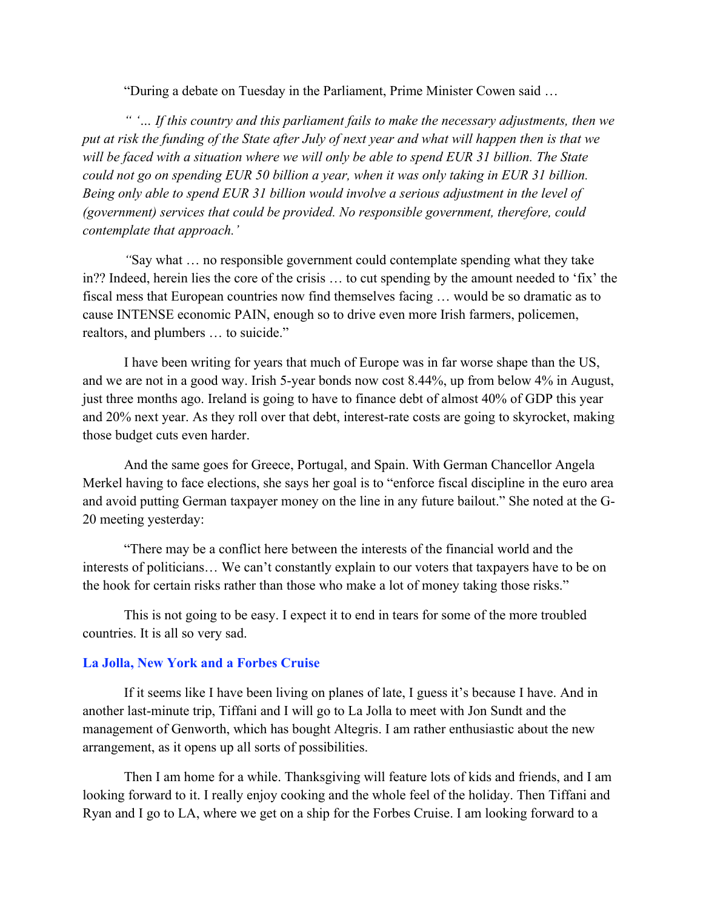"During a debate on Tuesday in the Parliament, Prime Minister Cowen said …

*" '… If this country and this parliament fails to make the necessary adjustments, then we put at risk the funding of the State after July of next year and what will happen then is that we will be faced with a situation where we will only be able to spend EUR 31 billion. The State could not go on spending EUR 50 billion a year, when it was only taking in EUR 31 billion. Being only able to spend EUR 31 billion would involve a serious adjustment in the level of (government) services that could be provided. No responsible government, therefore, could contemplate that approach.'*

*"*Say what … no responsible government could contemplate spending what they take in?? Indeed, herein lies the core of the crisis … to cut spending by the amount needed to 'fix' the fiscal mess that European countries now find themselves facing … would be so dramatic as to cause INTENSE economic PAIN, enough so to drive even more Irish farmers, policemen, realtors, and plumbers … to suicide."

I have been writing for years that much of Europe was in far worse shape than the US, and we are not in a good way. Irish 5-year bonds now cost 8.44%, up from below 4% in August, just three months ago. Ireland is going to have to finance debt of almost 40% of GDP this year and 20% next year. As they roll over that debt, interest-rate costs are going to skyrocket, making those budget cuts even harder.

And the same goes for Greece, Portugal, and Spain. With German Chancellor Angela Merkel having to face elections, she says her goal is to "enforce fiscal discipline in the euro area and avoid putting German taxpayer money on the line in any future bailout." She noted at the G-20 meeting yesterday:

"There may be a conflict here between the interests of the financial world and the interests of politicians… We can't constantly explain to our voters that taxpayers have to be on the hook for certain risks rather than those who make a lot of money taking those risks."

This is not going to be easy. I expect it to end in tears for some of the more troubled countries. It is all so very sad.

## La Jolla, New York and a Forbes Cruise

If it seems like I have been living on planes of late, I guess it's because I have. And in another last-minute trip, Tiffani and I will go to La Jolla to meet with Jon Sundt and the management of Genworth, which has bought Altegris. I am rather enthusiastic about the new arrangement, as it opens up all sorts of possibilities.

Then I am home for a while. Thanksgiving will feature lots of kids and friends, and I am looking forward to it. I really enjoy cooking and the whole feel of the holiday. Then Tiffani and Ryan and I go to LA, where we get on a ship for the Forbes Cruise. I am looking forward to a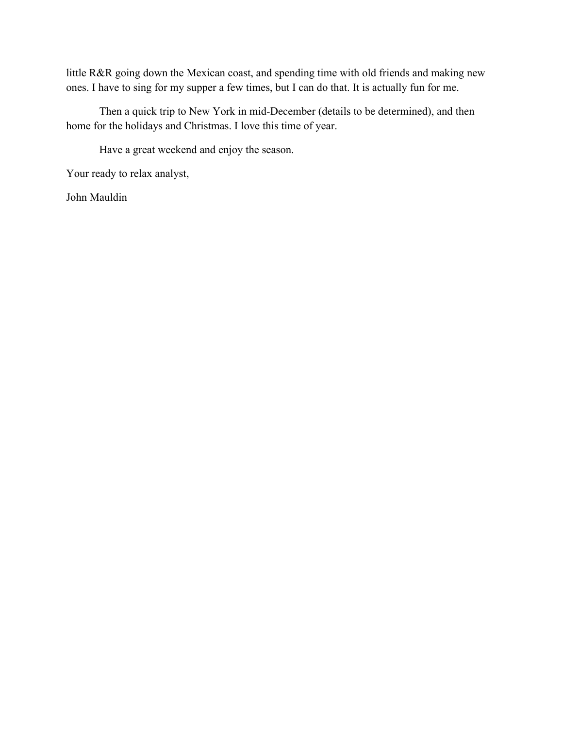little R&R going down the Mexican coast, and spending time with old friends and making new ones. I have to sing for my supper a few times, but I can do that. It is actually fun for me.

Then a quick trip to New York in mid-December (details to be determined), and then home for the holidays and Christmas. I love this time of year.

Have a great weekend and enjoy the season.

Your ready to relax analyst,

John Mauldin